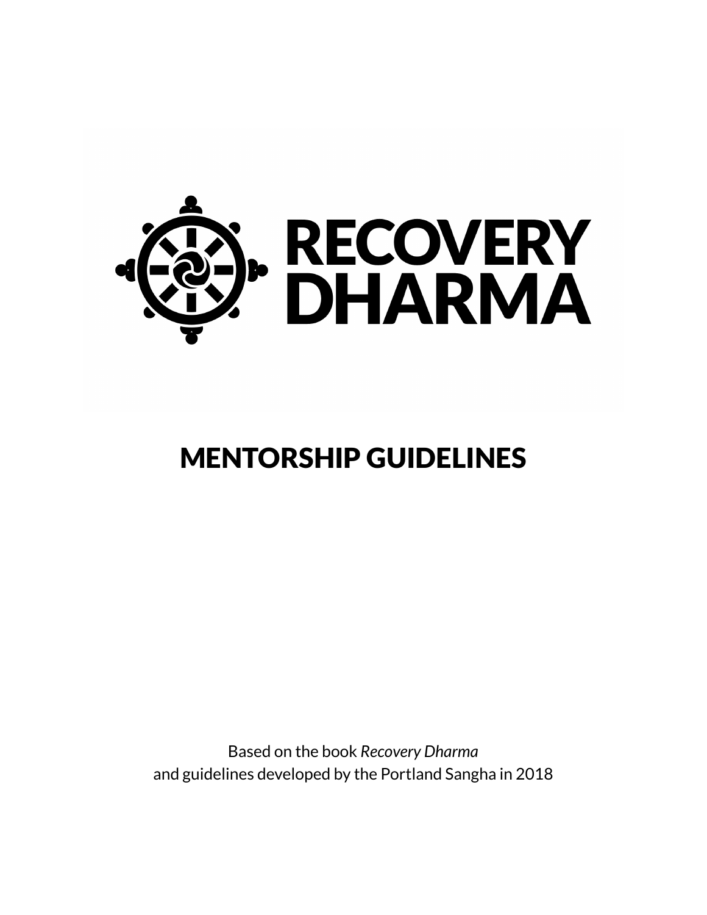# RECOVERY DHARMA

## MENTORSHIP GUIDELINES

Based on the book *Recovery Dharma*
and guidelines developed by the Portland Sangha in 2018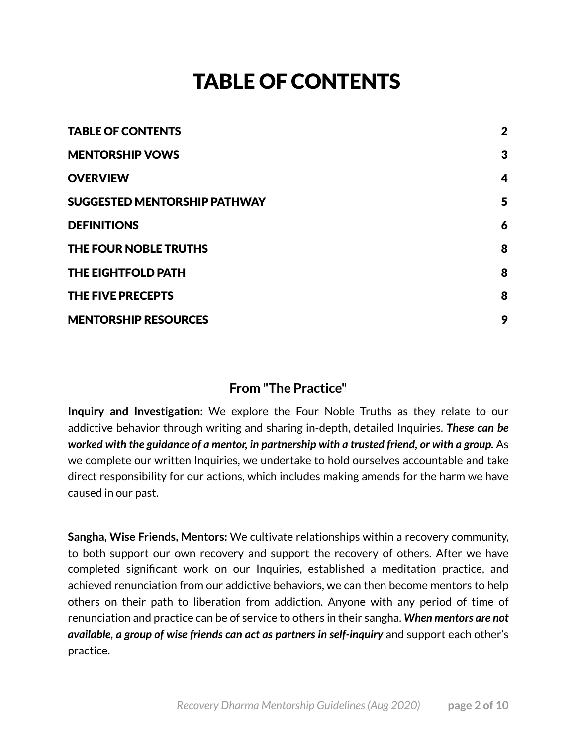# TABLE OF CONTENTS

| | |
|---|---|
| **TABLE OF CONTENTS** | **2** |
| **MENTORSHIP VOWS** | **3** |
| **OVERVIEW** | **4** |
| **SUGGESTED MENTORSHIP PATHWAY** | **5** |
| **DEFINITIONS** | **6** |
| **THE FOUR NOBLE TRUTHS** | **8** |
| **THE EIGHTFOLD PATH** | **8** |
| **THE FIVE PRECEPTS** | **8** |
| **MENTORSHIP RESOURCES** | **9** |

### From "The Practice"

**Inquiry and Investigation:** We explore the Four Noble Truths as they relate to our addictive behavior through writing and sharing in-depth, detailed Inquiries. ***These can be worked with the guidance of a mentor, in partnership with a trusted friend, or with a group.*** As we complete our written Inquiries, we undertake to hold ourselves accountable and take direct responsibility for our actions, which includes making amends for the harm we have caused in our past.

**Sangha, Wise Friends, Mentors:** We cultivate relationships within a recovery community, to both support our own recovery and support the recovery of others. After we have completed significant work on our Inquiries, established a meditation practice, and achieved renunciation from our addictive behaviors, we can then become mentors to help others on their path to liberation from addiction. Anyone with any period of time of renunciation and practice can be of service to others in their sangha. ***When mentors are not available, a group of wise friends can act as partners in self-inquiry*** and support each other's practice.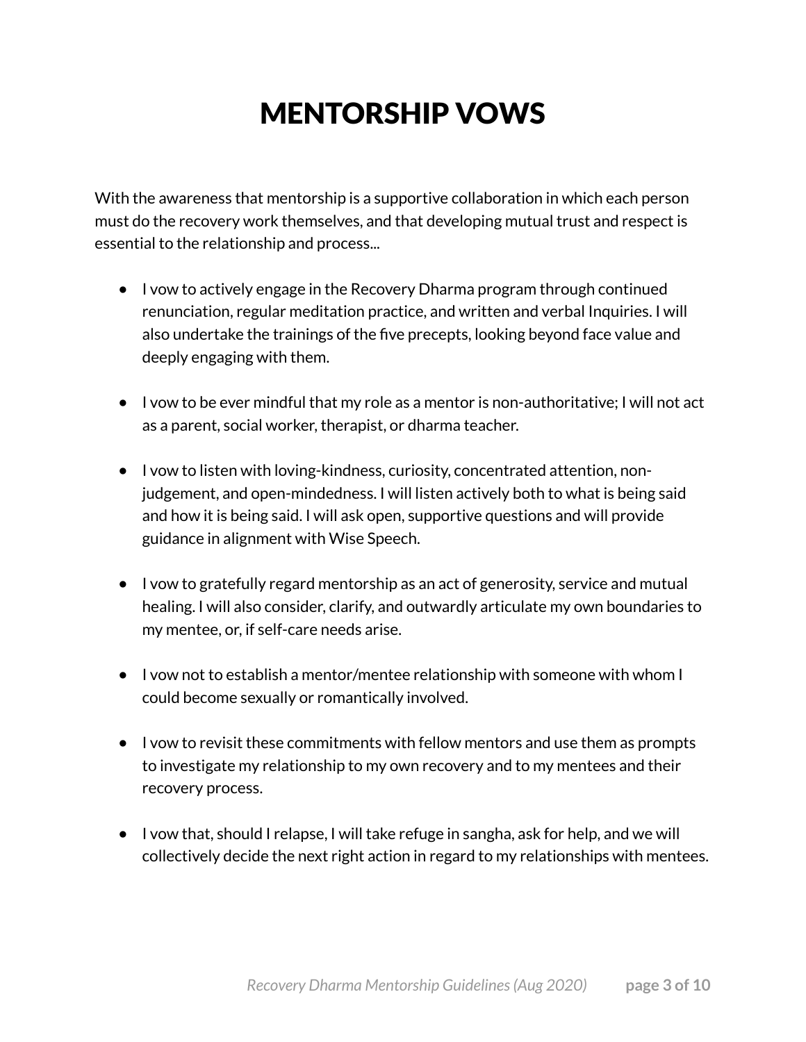# MENTORSHIP VOWS

With the awareness that mentorship is a supportive collaboration in which each person must do the recovery work themselves, and that developing mutual trust and respect is essential to the relationship and process...

- I vow to actively engage in the Recovery Dharma program through continued renunciation, regular meditation practice, and written and verbal Inquiries. I will also undertake the trainings of the five precepts, looking beyond face value and deeply engaging with them.

- I vow to be ever mindful that my role as a mentor is non-authoritative; I will not act as a parent, social worker, therapist, or dharma teacher.

- I vow to listen with loving-kindness, curiosity, concentrated attention, non-judgement, and open-mindedness. I will listen actively both to what is being said and how it is being said. I will ask open, supportive questions and will provide guidance in alignment with Wise Speech.

- I vow to gratefully regard mentorship as an act of generosity, service and mutual healing. I will also consider, clarify, and outwardly articulate my own boundaries to my mentee, or, if self-care needs arise.

- I vow not to establish a mentor/mentee relationship with someone with whom I could become sexually or romantically involved.

- I vow to revisit these commitments with fellow mentors and use them as prompts to investigate my relationship to my own recovery and to my mentees and their recovery process.

- I vow that, should I relapse, I will take refuge in sangha, ask for help, and we will collectively decide the next right action in regard to my relationships with mentees.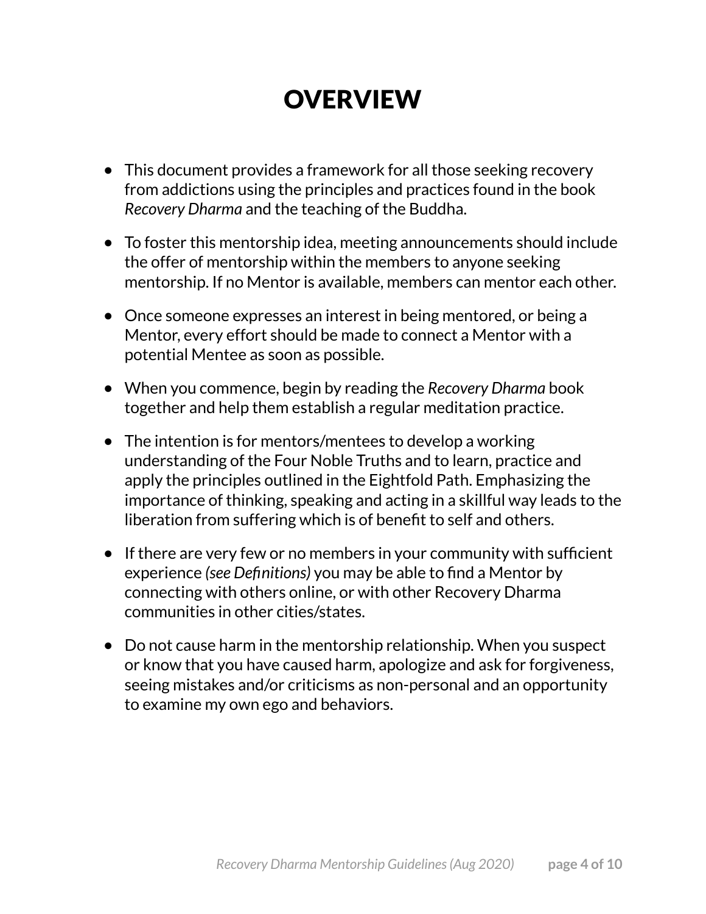# OVERVIEW

- This document provides a framework for all those seeking recovery from addictions using the principles and practices found in the book *Recovery Dharma* and the teaching of the Buddha.
- To foster this mentorship idea, meeting announcements should include the offer of mentorship within the members to anyone seeking mentorship. If no Mentor is available, members can mentor each other.
- Once someone expresses an interest in being mentored, or being a Mentor, every effort should be made to connect a Mentor with a potential Mentee as soon as possible.
- When you commence, begin by reading the *Recovery Dharma* book together and help them establish a regular meditation practice.
- The intention is for mentors/mentees to develop a working understanding of the Four Noble Truths and to learn, practice and apply the principles outlined in the Eightfold Path. Emphasizing the importance of thinking, speaking and acting in a skillful way leads to the liberation from suffering which is of benefit to self and others.
- If there are very few or no members in your community with sufficient experience *(see Definitions)* you may be able to find a Mentor by connecting with others online, or with other Recovery Dharma communities in other cities/states.
- Do not cause harm in the mentorship relationship. When you suspect or know that you have caused harm, apologize and ask for forgiveness, seeing mistakes and/or criticisms as non-personal and an opportunity to examine my own ego and behaviors.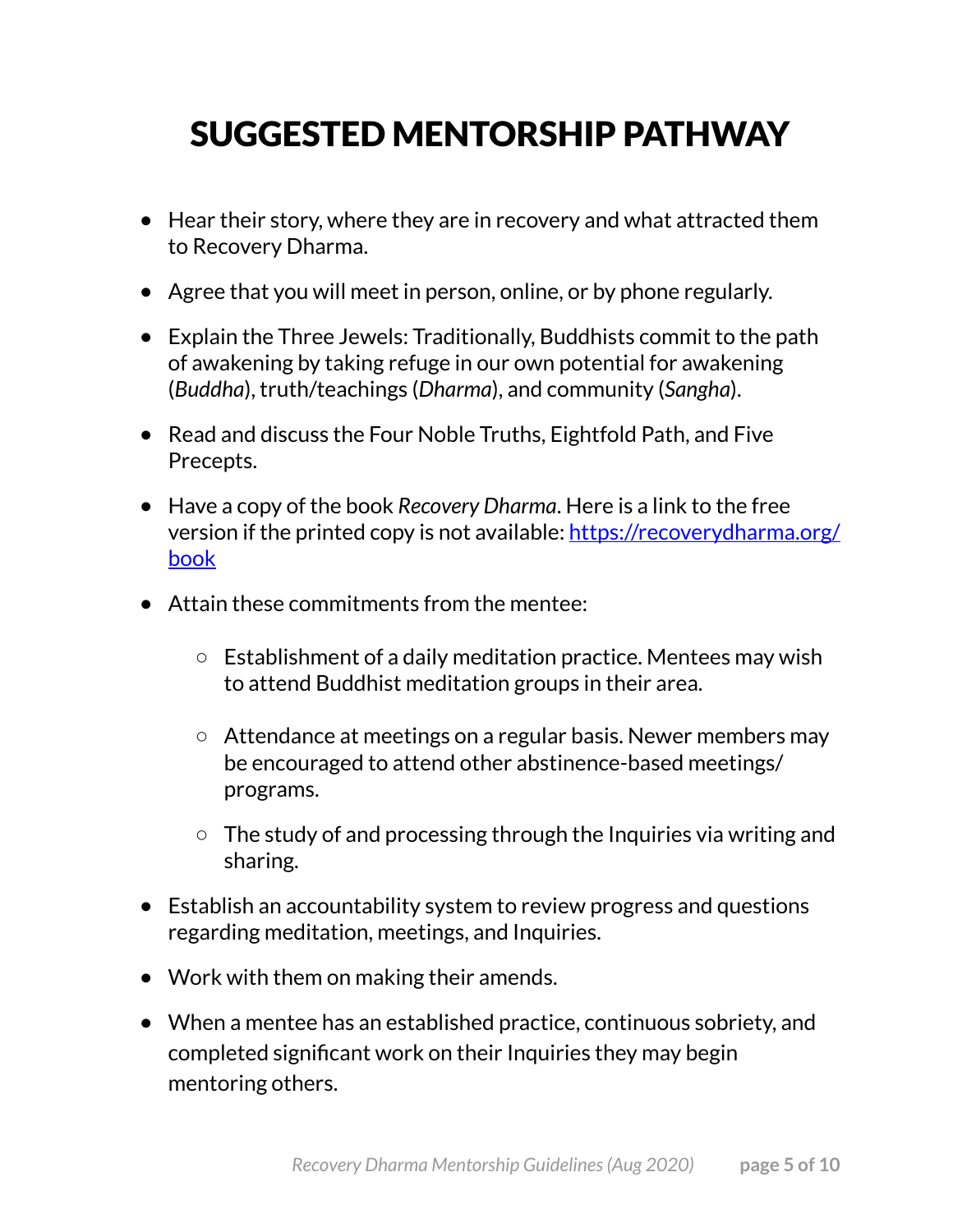# SUGGESTED MENTORSHIP PATHWAY

- Hear their story, where they are in recovery and what attracted them to Recovery Dharma.
- Agree that you will meet in person, online, or by phone regularly.
- Explain the Three Jewels: Traditionally, Buddhists commit to the path of awakening by taking refuge in our own potential for awakening (*Buddha*), truth/teachings (*Dharma*), and community (*Sangha*).
- Read and discuss the Four Noble Truths, Eightfold Path, and Five Precepts.
- Have a copy of the book *Recovery Dharma*. Here is a link to the free version if the printed copy is not available: [https://recoverydharma.org/book](https://recoverydharma.org/book)
- Attain these commitments from the mentee:
  - Establishment of a daily meditation practice. Mentees may wish to attend Buddhist meditation groups in their area.
  - Attendance at meetings on a regular basis. Newer members may be encouraged to attend other abstinence-based meetings/programs.
  - The study of and processing through the Inquiries via writing and sharing.
- Establish an accountability system to review progress and questions regarding meditation, meetings, and Inquiries.
- Work with them on making their amends.
- When a mentee has an established practice, continuous sobriety, and completed significant work on their Inquiries they may begin mentoring others.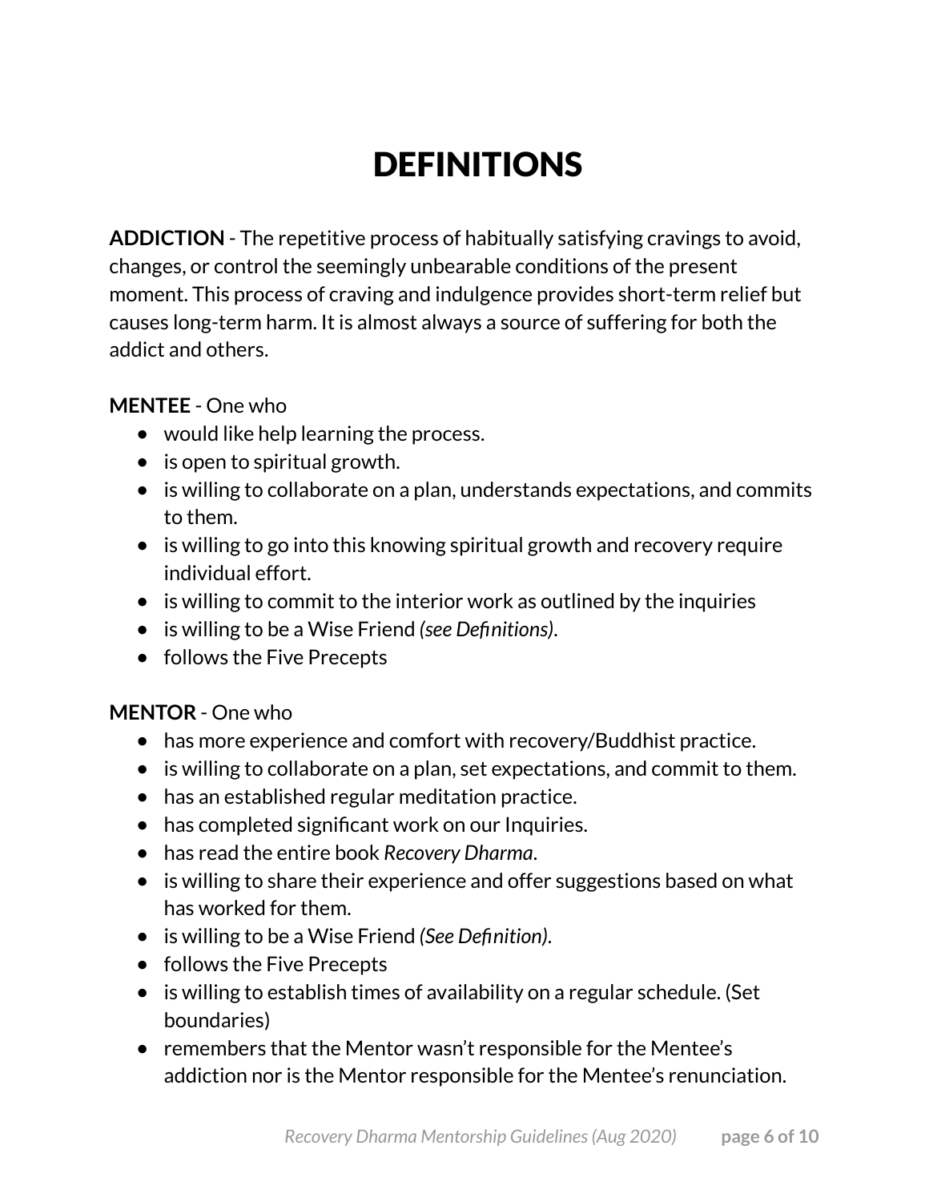# DEFINITIONS

**ADDICTION** - The repetitive process of habitually satisfying cravings to avoid, changes, or control the seemingly unbearable conditions of the present moment. This process of craving and indulgence provides short-term relief but causes long-term harm. It is almost always a source of suffering for both the addict and others.

**MENTEE** - One who

- would like help learning the process.
- is open to spiritual growth.
- is willing to collaborate on a plan, understands expectations, and commits to them.
- is willing to go into this knowing spiritual growth and recovery require individual effort.
- is willing to commit to the interior work as outlined by the inquiries
- is willing to be a Wise Friend *(see Definitions)*.
- follows the Five Precepts

**MENTOR** - One who

- has more experience and comfort with recovery/Buddhist practice.
- is willing to collaborate on a plan, set expectations, and commit to them.
- has an established regular meditation practice.
- has completed significant work on our Inquiries.
- has read the entire book *Recovery Dharma*.
- is willing to share their experience and offer suggestions based on what has worked for them.
- is willing to be a Wise Friend *(See Definition)*.
- follows the Five Precepts
- is willing to establish times of availability on a regular schedule. (Set boundaries)
- remembers that the Mentor wasn't responsible for the Mentee's addiction nor is the Mentor responsible for the Mentee's renunciation.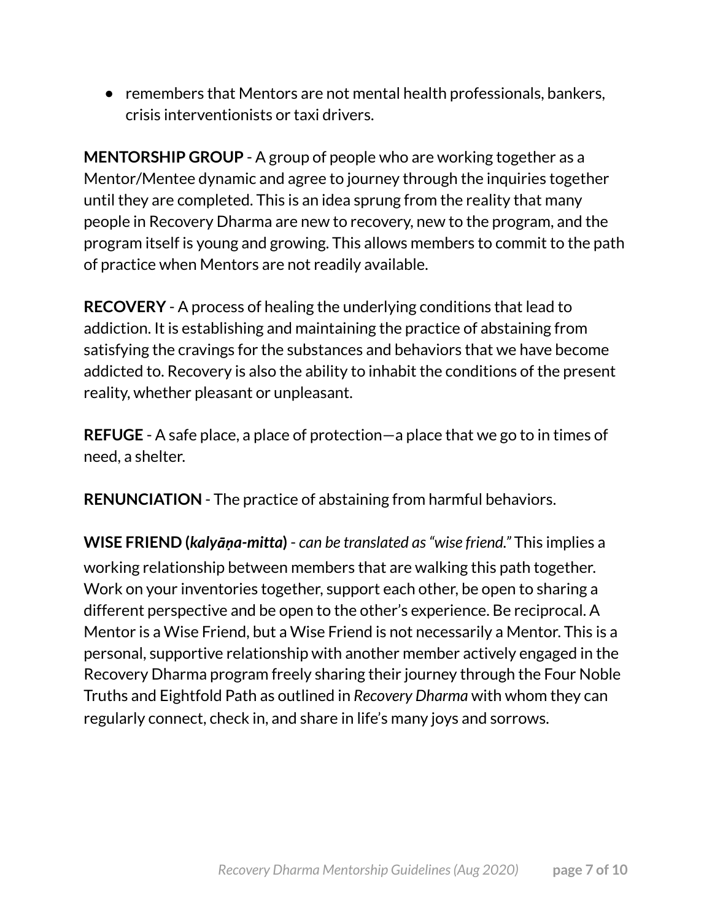- remembers that Mentors are not mental health professionals, bankers, crisis interventionists or taxi drivers.

**MENTORSHIP GROUP** - A group of people who are working together as a Mentor/Mentee dynamic and agree to journey through the inquiries together until they are completed. This is an idea sprung from the reality that many people in Recovery Dharma are new to recovery, new to the program, and the program itself is young and growing. This allows members to commit to the path of practice when Mentors are not readily available.

**RECOVERY** - A process of healing the underlying conditions that lead to addiction. It is establishing and maintaining the practice of abstaining from satisfying the cravings for the substances and behaviors that we have become addicted to. Recovery is also the ability to inhabit the conditions of the present reality, whether pleasant or unpleasant.

**REFUGE** - A safe place, a place of protection—a place that we go to in times of need, a shelter.

**RENUNCIATION** - The practice of abstaining from harmful behaviors.

**WISE FRIEND (*kalyāṇa-mitta*)** - *can be translated as "wise friend."* This implies a working relationship between members that are walking this path together. Work on your inventories together, support each other, be open to sharing a different perspective and be open to the other's experience. Be reciprocal. A Mentor is a Wise Friend, but a Wise Friend is not necessarily a Mentor. This is a personal, supportive relationship with another member actively engaged in the Recovery Dharma program freely sharing their journey through the Four Noble Truths and Eightfold Path as outlined in *Recovery Dharma* with whom they can regularly connect, check in, and share in life's many joys and sorrows.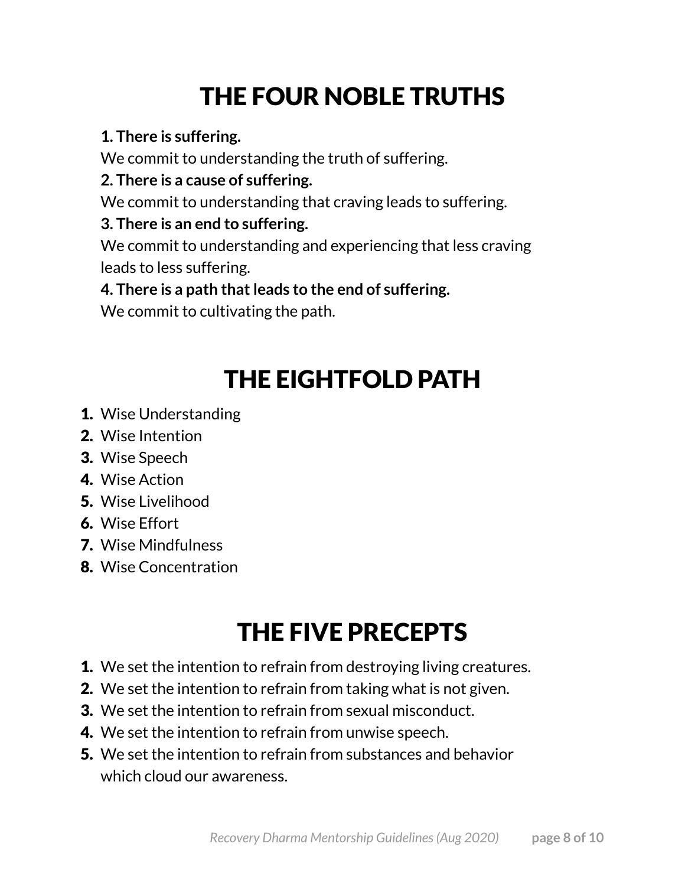# THE FOUR NOBLE TRUTHS

**1. There is suffering.**
We commit to understanding the truth of suffering.

**2. There is a cause of suffering.**
We commit to understanding that craving leads to suffering.

**3. There is an end to suffering.**
We commit to understanding and experiencing that less craving leads to less suffering.

**4. There is a path that leads to the end of suffering.**
We commit to cultivating the path.

# THE EIGHTFOLD PATH

1. Wise Understanding
2. Wise Intention
3. Wise Speech
4. Wise Action
5. Wise Livelihood
6. Wise Effort
7. Wise Mindfulness
8. Wise Concentration

# THE FIVE PRECEPTS

1. We set the intention to refrain from destroying living creatures.
2. We set the intention to refrain from taking what is not given.
3. We set the intention to refrain from sexual misconduct.
4. We set the intention to refrain from unwise speech.
5. We set the intention to refrain from substances and behavior which cloud our awareness.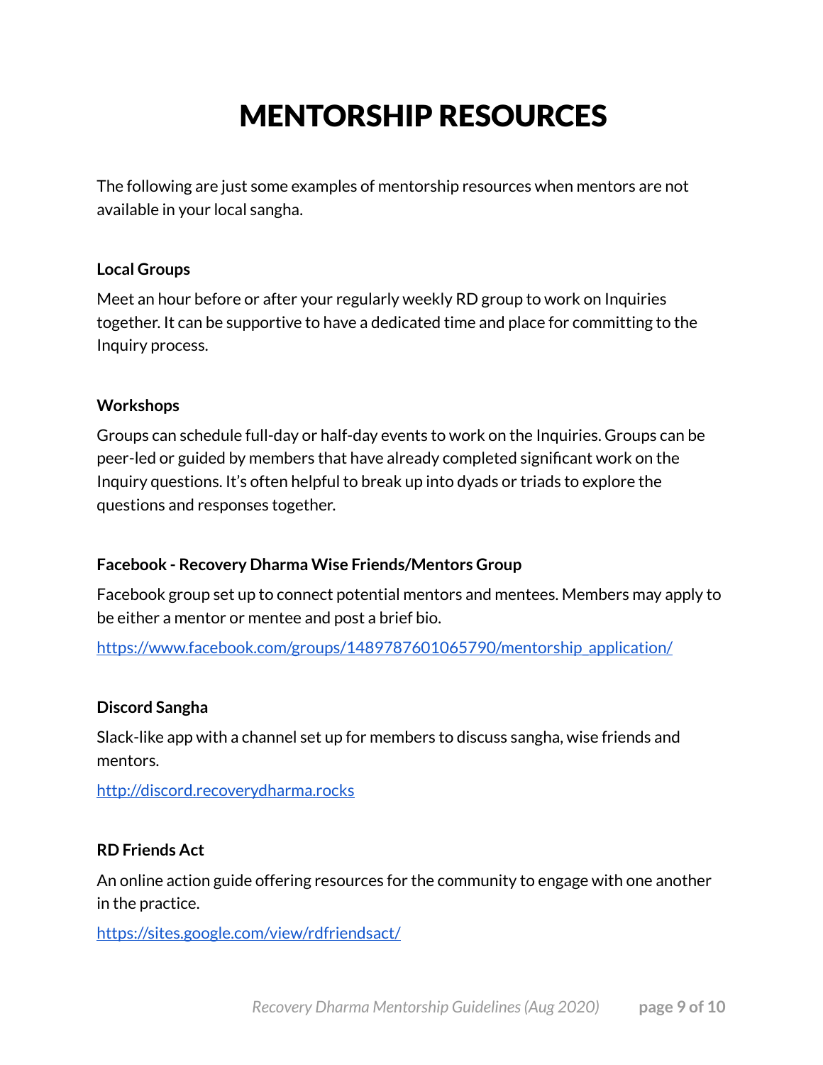# MENTORSHIP RESOURCES

The following are just some examples of mentorship resources when mentors are not available in your local sangha.

**Local Groups**

Meet an hour before or after your regularly weekly RD group to work on Inquiries together. It can be supportive to have a dedicated time and place for committing to the Inquiry process.

**Workshops**

Groups can schedule full-day or half-day events to work on the Inquiries. Groups can be peer-led or guided by members that have already completed significant work on the Inquiry questions. It's often helpful to break up into dyads or triads to explore the questions and responses together.

**Facebook - Recovery Dharma Wise Friends/Mentors Group**

Facebook group set up to connect potential mentors and mentees. Members may apply to be either a mentor or mentee and post a brief bio.

https://www.facebook.com/groups/1489787601065790/mentorship_application/

**Discord Sangha**

Slack-like app with a channel set up for members to discuss sangha, wise friends and mentors.

http://discord.recoverydharma.rocks

**RD Friends Act**

An online action guide offering resources for the community to engage with one another in the practice.

https://sites.google.com/view/rdfriendsact/